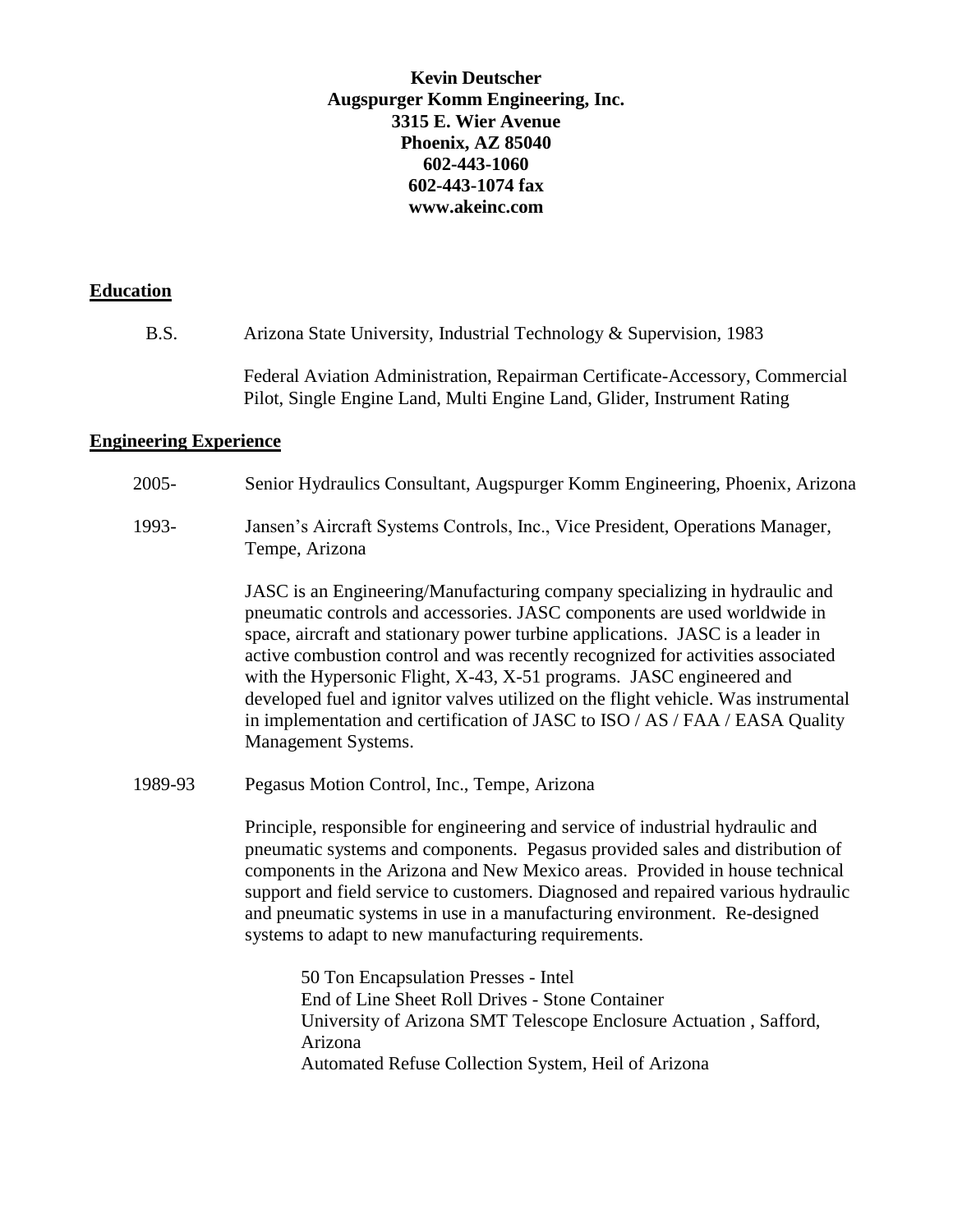**Kevin Deutscher**
**Augspurger Komm Engineering, Inc.**
**3315 E. Wier Avenue**
**Phoenix, AZ 85040**
**602-443-1060**
**602-443-1074 fax**
**www.akeinc.com**

## Education

B.S. Arizona State University, Industrial Technology & Supervision, 1983

Federal Aviation Administration, Repairman Certificate-Accessory, Commercial Pilot, Single Engine Land, Multi Engine Land, Glider, Instrument Rating

## Engineering Experience

2005- Senior Hydraulics Consultant, Augspurger Komm Engineering, Phoenix, Arizona

1993- Jansen's Aircraft Systems Controls, Inc., Vice President, Operations Manager, Tempe, Arizona

JASC is an Engineering/Manufacturing company specializing in hydraulic and pneumatic controls and accessories. JASC components are used worldwide in space, aircraft and stationary power turbine applications. JASC is a leader in active combustion control and was recently recognized for activities associated with the Hypersonic Flight, X-43, X-51 programs. JASC engineered and developed fuel and ignitor valves utilized on the flight vehicle. Was instrumental in implementation and certification of JASC to ISO / AS / FAA / EASA Quality Management Systems.

1989-93 Pegasus Motion Control, Inc., Tempe, Arizona

Principle, responsible for engineering and service of industrial hydraulic and pneumatic systems and components. Pegasus provided sales and distribution of components in the Arizona and New Mexico areas. Provided in house technical support and field service to customers. Diagnosed and repaired various hydraulic and pneumatic systems in use in a manufacturing environment. Re-designed systems to adapt to new manufacturing requirements.

50 Ton Encapsulation Presses - Intel
End of Line Sheet Roll Drives - Stone Container
University of Arizona SMT Telescope Enclosure Actuation , Safford, Arizona
Automated Refuse Collection System, Heil of Arizona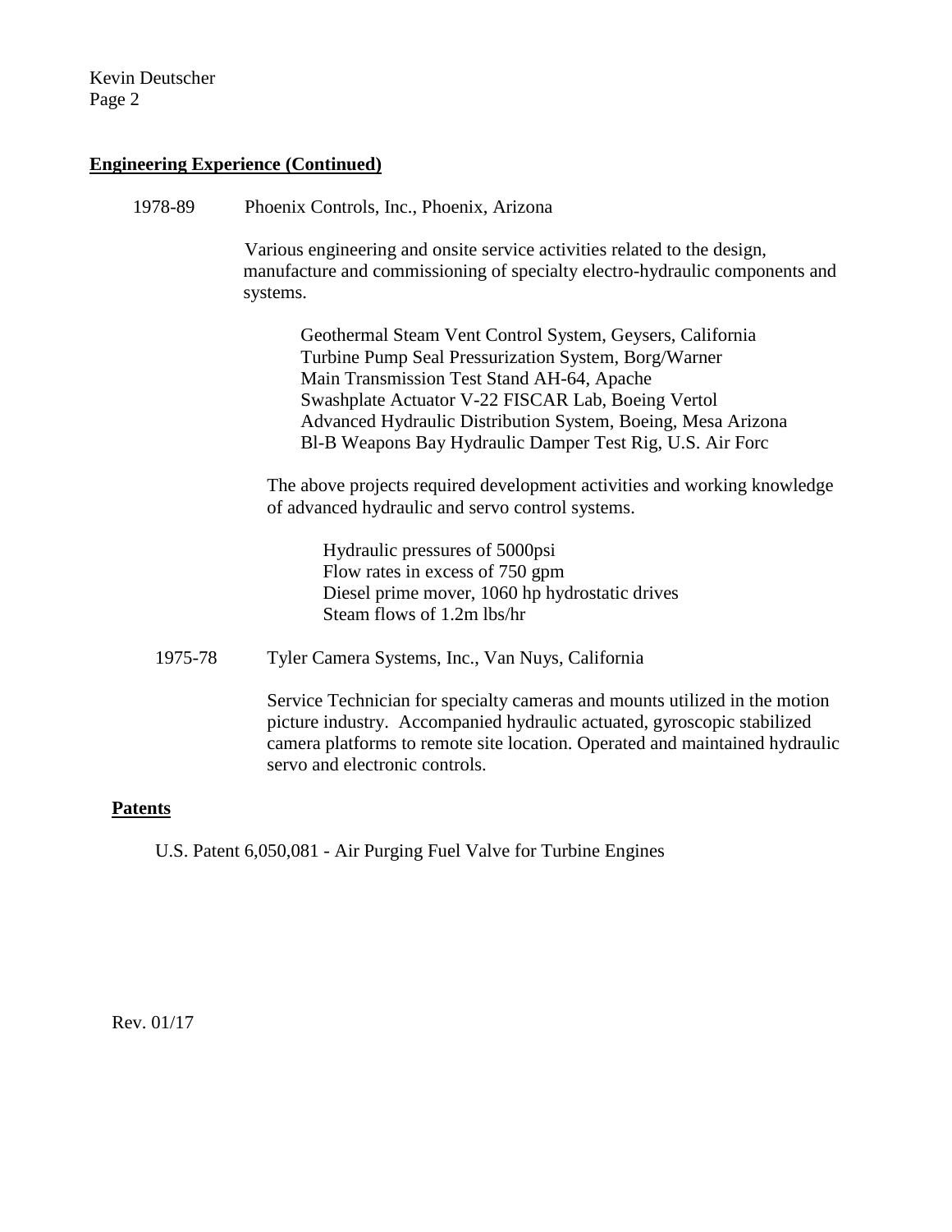## Engineering Experience (Continued)

1978-89 Phoenix Controls, Inc., Phoenix, Arizona

Various engineering and onsite service activities related to the design, manufacture and commissioning of specialty electro-hydraulic components and systems.

Geothermal Steam Vent Control System, Geysers, California
Turbine Pump Seal Pressurization System, Borg/Warner
Main Transmission Test Stand AH-64, Apache
Swashplate Actuator V-22 FISCAR Lab, Boeing Vertol
Advanced Hydraulic Distribution System, Boeing, Mesa Arizona
Bl-B Weapons Bay Hydraulic Damper Test Rig, U.S. Air Forc

The above projects required development activities and working knowledge of advanced hydraulic and servo control systems.

Hydraulic pressures of 5000psi
Flow rates in excess of 750 gpm
Diesel prime mover, 1060 hp hydrostatic drives
Steam flows of 1.2m lbs/hr

1975-78 Tyler Camera Systems, Inc., Van Nuys, California

Service Technician for specialty cameras and mounts utilized in the motion picture industry. Accompanied hydraulic actuated, gyroscopic stabilized camera platforms to remote site location. Operated and maintained hydraulic servo and electronic controls.

## Patents

U.S. Patent 6,050,081 - Air Purging Fuel Valve for Turbine Engines

Rev. 01/17